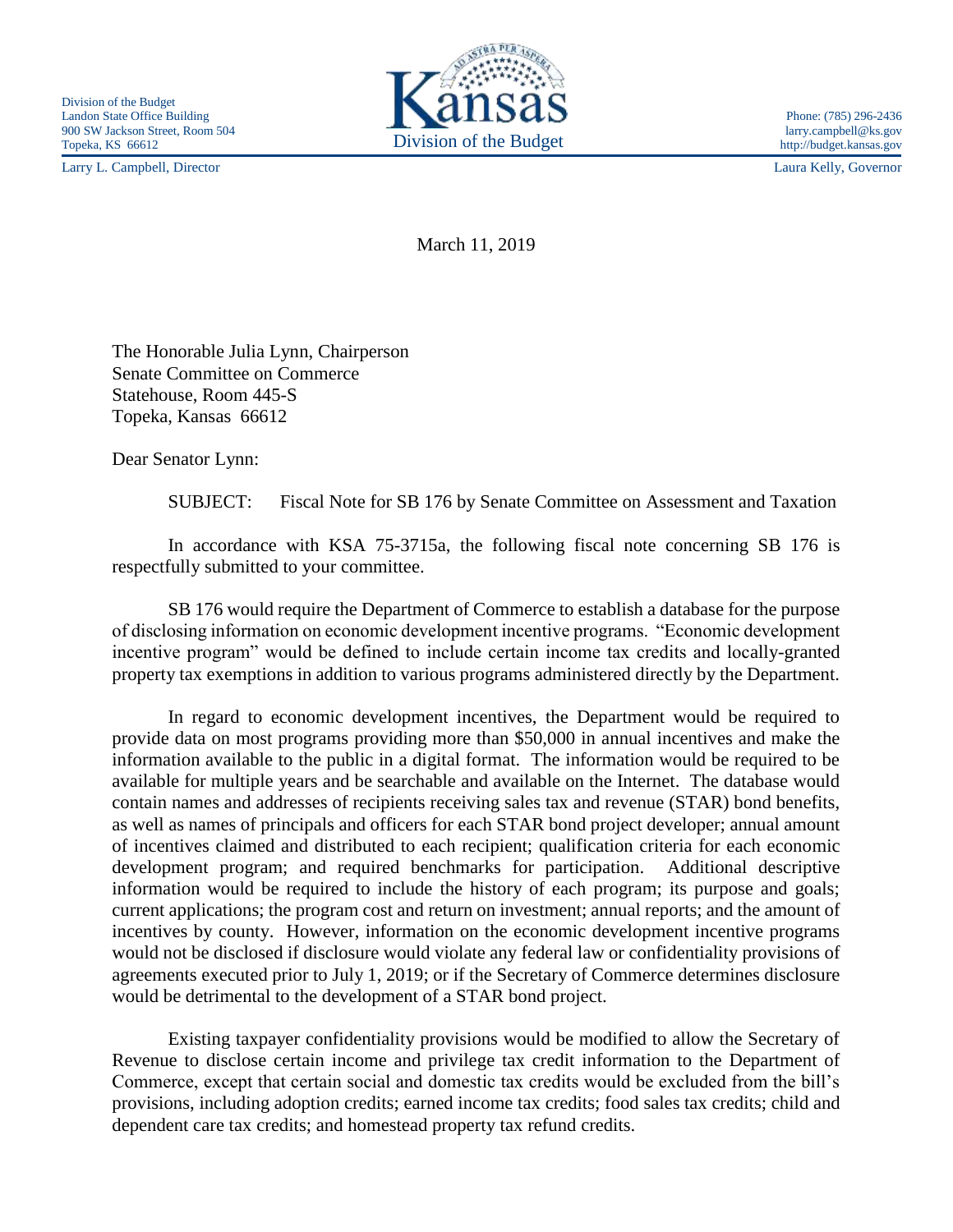Division of the Budget
Landon State Office Building
900 SW Jackson Street, Room 504
Topeka, KS 66612

Larry L. Campbell, Director

Kansas
Division of the Budget

Phone: (785) 296-2436
larry.campbell@ks.gov
http://budget.kansas.gov

Laura Kelly, Governor

March 11, 2019

The Honorable Julia Lynn, Chairperson
Senate Committee on Commerce
Statehouse, Room 445-S
Topeka, Kansas 66612

Dear Senator Lynn:

SUBJECT: Fiscal Note for SB 176 by Senate Committee on Assessment and Taxation

In accordance with KSA 75-3715a, the following fiscal note concerning SB 176 is respectfully submitted to your committee.

SB 176 would require the Department of Commerce to establish a database for the purpose of disclosing information on economic development incentive programs. "Economic development incentive program" would be defined to include certain income tax credits and locally-granted property tax exemptions in addition to various programs administered directly by the Department.

In regard to economic development incentives, the Department would be required to provide data on most programs providing more than $50,000 in annual incentives and make the information available to the public in a digital format. The information would be required to be available for multiple years and be searchable and available on the Internet. The database would contain names and addresses of recipients receiving sales tax and revenue (STAR) bond benefits, as well as names of principals and officers for each STAR bond project developer; annual amount of incentives claimed and distributed to each recipient; qualification criteria for each economic development program; and required benchmarks for participation. Additional descriptive information would be required to include the history of each program; its purpose and goals; current applications; the program cost and return on investment; annual reports; and the amount of incentives by county. However, information on the economic development incentive programs would not be disclosed if disclosure would violate any federal law or confidentiality provisions of agreements executed prior to July 1, 2019; or if the Secretary of Commerce determines disclosure would be detrimental to the development of a STAR bond project.

Existing taxpayer confidentiality provisions would be modified to allow the Secretary of Revenue to disclose certain income and privilege tax credit information to the Department of Commerce, except that certain social and domestic tax credits would be excluded from the bill's provisions, including adoption credits; earned income tax credits; food sales tax credits; child and dependent care tax credits; and homestead property tax refund credits.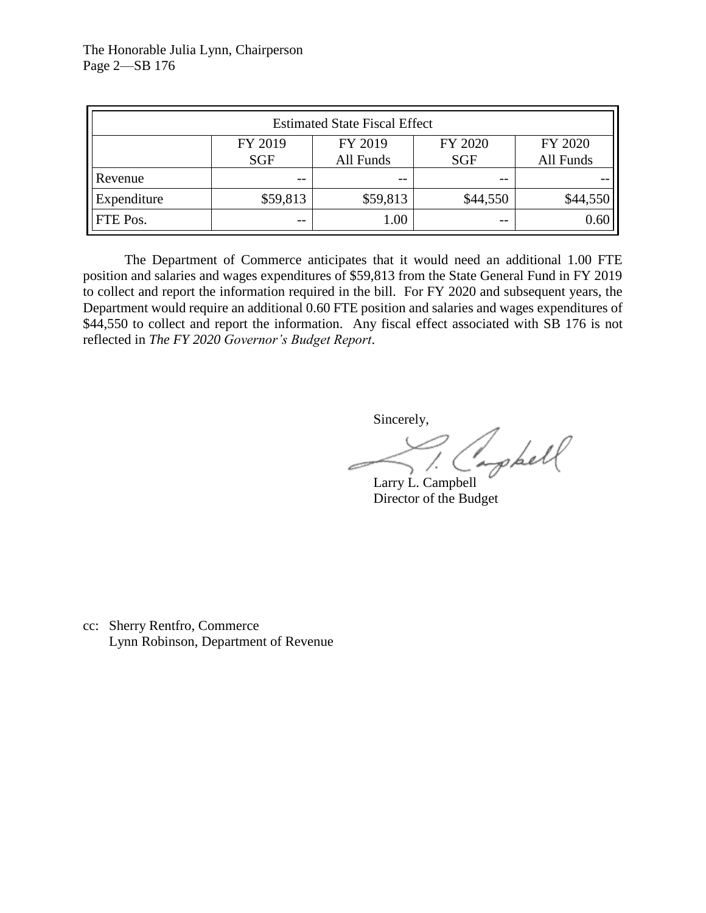| Estimated State Fiscal Effect | | | | |
|---|---|---|---|---|
| | FY 2019 SGF | FY 2019 All Funds | FY 2020 SGF | FY 2020 All Funds |
| Revenue | -- | -- | -- | -- |
| Expenditure | $59,813 | $59,813 | $44,550 | $44,550 |
| FTE Pos. | -- | 1.00 | -- | 0.60 |

The Department of Commerce anticipates that it would need an additional 1.00 FTE position and salaries and wages expenditures of $59,813 from the State General Fund in FY 2019 to collect and report the information required in the bill. For FY 2020 and subsequent years, the Department would require an additional 0.60 FTE position and salaries and wages expenditures of $44,550 to collect and report the information. Any fiscal effect associated with SB 176 is not reflected in *The FY 2020 Governor's Budget Report*.

Sincerely,

Larry L. Campbell
Director of the Budget

cc: Sherry Rentfro, Commerce
Lynn Robinson, Department of Revenue